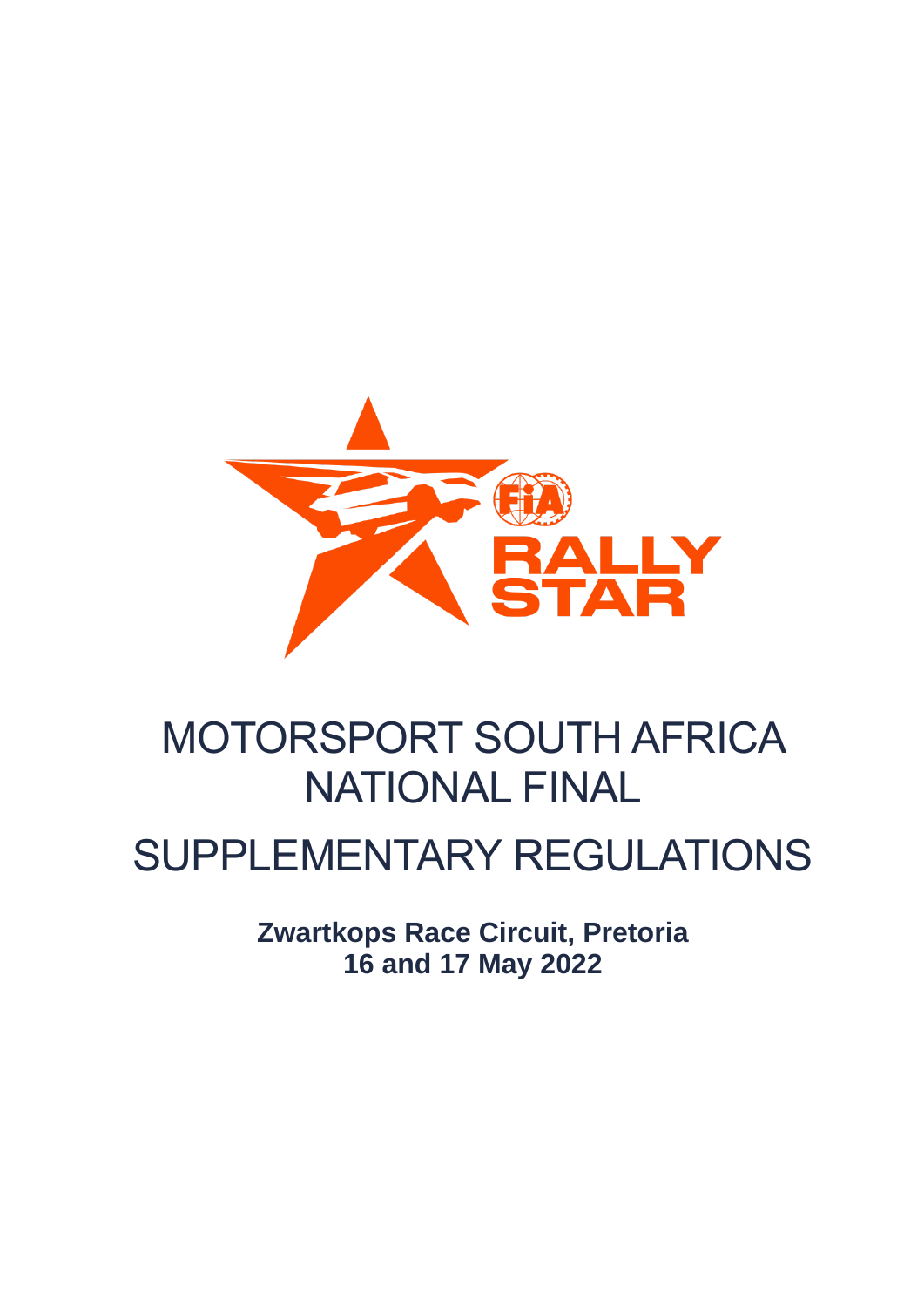# MOTORSPORT SOUTH AFRICA NATIONAL FINAL

# SUPPLEMENTARY REGULATIONS

**Zwartkops Race Circuit, Pretoria**
**16 and 17 May 2022**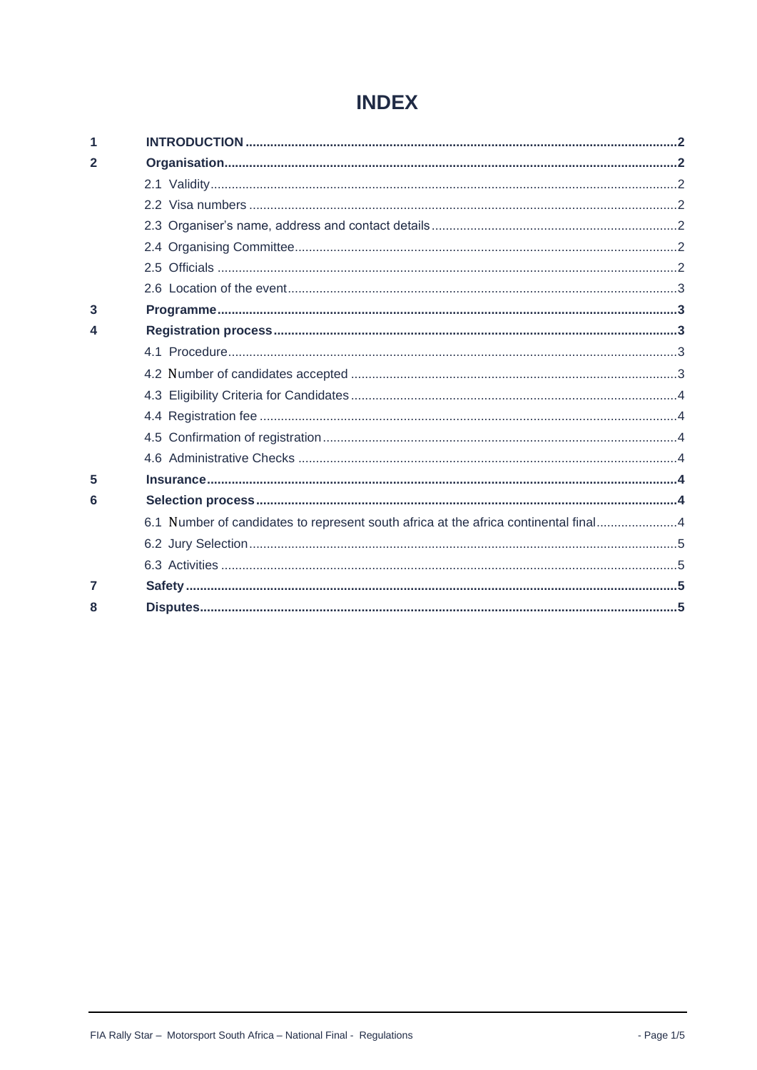# INDEX

| | | |
|---|---|---|
| **1** | **INTRODUCTION** | **2** |
| **2** | **Organisation** | **2** |
| | 2.1 Validity | 2 |
| | 2.2 Visa numbers | 2 |
| | 2.3 Organiser's name, address and contact details | 2 |
| | 2.4 Organising Committee | 2 |
| | 2.5 Officials | 2 |
| | 2.6 Location of the event | 3 |
| **3** | **Programme** | **3** |
| **4** | **Registration process** | **3** |
| | 4.1 Procedure | 3 |
| | 4.2 Number of candidates accepted | 3 |
| | 4.3 Eligibility Criteria for Candidates | 4 |
| | 4.4 Registration fee | 4 |
| | 4.5 Confirmation of registration | 4 |
| | 4.6 Administrative Checks | 4 |
| **5** | **Insurance** | **4** |
| **6** | **Selection process** | **4** |
| | 6.1 Number of candidates to represent south africa at the africa continental final | 4 |
| | 6.2 Jury Selection | 5 |
| | 6.3 Activities | 5 |
| **7** | **Safety** | **5** |
| **8** | **Disputes** | **5** |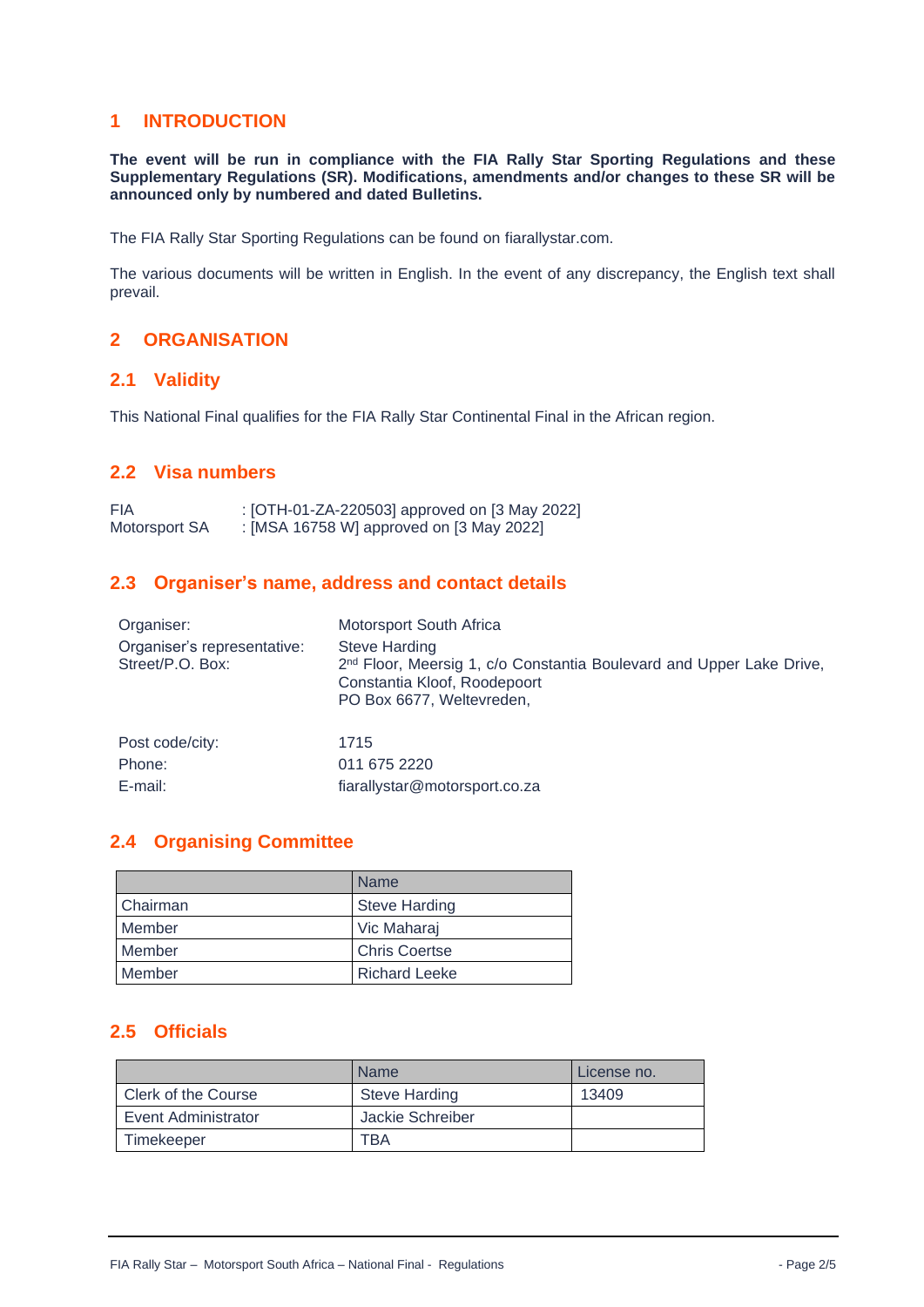# 1 INTRODUCTION

**The event will be run in compliance with the FIA Rally Star Sporting Regulations and these Supplementary Regulations (SR). Modifications, amendments and/or changes to these SR will be announced only by numbered and dated Bulletins.**

The FIA Rally Star Sporting Regulations can be found on fiarallystar.com.

The various documents will be written in English. In the event of any discrepancy, the English text shall prevail.

# 2 ORGANISATION

## 2.1 Validity

This National Final qualifies for the FIA Rally Star Continental Final in the African region.

## 2.2 Visa numbers

FIA : [OTH-01-ZA-220503] approved on [3 May 2022]
Motorsport SA : [MSA 16758 W] approved on [3 May 2022]

## 2.3 Organiser's name, address and contact details

| | |
|---|---|
| Organiser: | Motorsport South Africa |
| Organiser's representative: | Steve Harding |
| Street/P.O. Box: | 2nd Floor, Meersig 1, c/o Constantia Boulevard and Upper Lake Drive, Constantia Kloof, Roodepoort<br>PO Box 6677, Weltevreden, |
| Post code/city: | 1715 |
| Phone: | 011 675 2220 |
| E-mail: | fiarallystar@motorsport.co.za |

## 2.4 Organising Committee

| | Name |
|---|---|
| Chairman | Steve Harding |
| Member | Vic Maharaj |
| Member | Chris Coertse |
| Member | Richard Leeke |

## 2.5 Officials

| | Name | License no. |
|---|---|---|
| Clerk of the Course | Steve Harding | 13409 |
| Event Administrator | Jackie Schreiber | |
| Timekeeper | TBA | |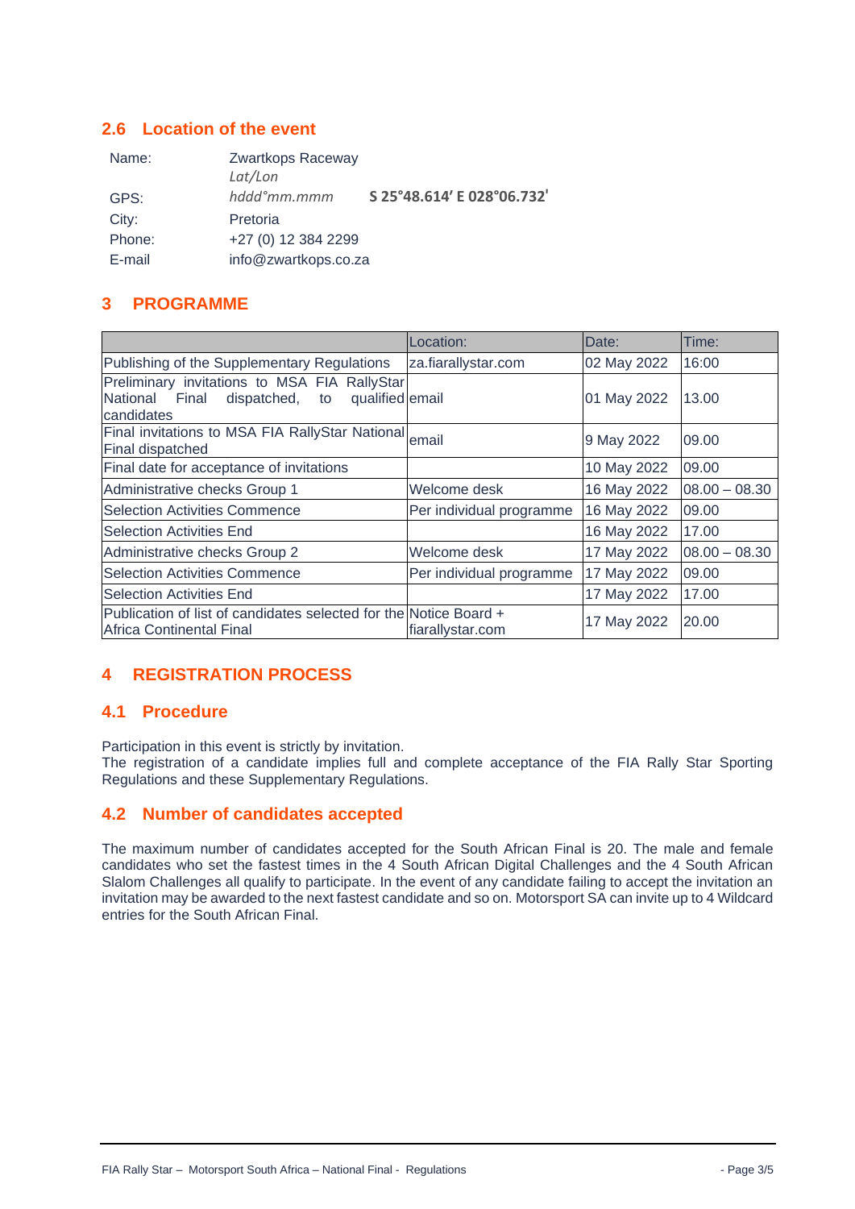## 2.6 Location of the event

| | | |
|---|---|---|
| Name: | Zwartkops Raceway | |
| GPS: | *Lat/Lon* *hddd°mm.mmm* | **S 25°48.614' E 028°06.732'** |
| City: | Pretoria | |
| Phone: | +27 (0) 12 384 2299 | |
| E-mail | info@zwartkops.co.za | |

# 3 PROGRAMME

| | Location: | Date: | Time: |
|---|---|---|---|
| Publishing of the Supplementary Regulations | za.fiarallystar.com | 02 May 2022 | 16:00 |
| Preliminary invitations to MSA FIA RallyStar National Final dispatched, to qualified candidates | email | 01 May 2022 | 13.00 |
| Final invitations to MSA FIA RallyStar National Final dispatched | email | 9 May 2022 | 09.00 |
| Final date for acceptance of invitations | | 10 May 2022 | 09.00 |
| Administrative checks Group 1 | Welcome desk | 16 May 2022 | 08.00 – 08.30 |
| Selection Activities Commence | Per individual programme | 16 May 2022 | 09.00 |
| Selection Activities End | | 16 May 2022 | 17.00 |
| Administrative checks Group 2 | Welcome desk | 17 May 2022 | 08.00 – 08.30 |
| Selection Activities Commence | Per individual programme | 17 May 2022 | 09.00 |
| Selection Activities End | | 17 May 2022 | 17.00 |
| Publication of list of candidates selected for the Africa Continental Final | Notice Board + fiarallystar.com | 17 May 2022 | 20.00 |

# 4 REGISTRATION PROCESS

## 4.1 Procedure

Participation in this event is strictly by invitation.
The registration of a candidate implies full and complete acceptance of the FIA Rally Star Sporting Regulations and these Supplementary Regulations.

## 4.2 Number of candidates accepted

The maximum number of candidates accepted for the South African Final is 20. The male and female candidates who set the fastest times in the 4 South African Digital Challenges and the 4 South African Slalom Challenges all qualify to participate. In the event of any candidate failing to accept the invitation an invitation may be awarded to the next fastest candidate and so on. Motorsport SA can invite up to 4 Wildcard entries for the South African Final.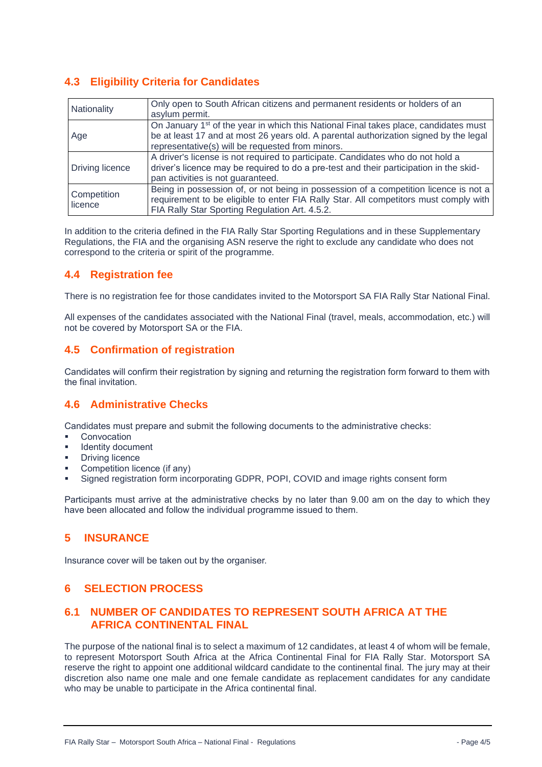## 4.3 Eligibility Criteria for Candidates

| | |
|---|---|
| Nationality | Only open to South African citizens and permanent residents or holders of an asylum permit. |
| Age | On January 1st of the year in which this National Final takes place, candidates must be at least 17 and at most 26 years old. A parental authorization signed by the legal representative(s) will be requested from minors. |
| Driving licence | A driver's license is not required to participate. Candidates who do not hold a driver's licence may be required to do a pre-test and their participation in the skid-pan activities is not guaranteed. |
| Competition licence | Being in possession of, or not being in possession of a competition licence is not a requirement to be eligible to enter FIA Rally Star. All competitors must comply with FIA Rally Star Sporting Regulation Art. 4.5.2. |

In addition to the criteria defined in the FIA Rally Star Sporting Regulations and in these Supplementary Regulations, the FIA and the organising ASN reserve the right to exclude any candidate who does not correspond to the criteria or spirit of the programme.

## 4.4 Registration fee

There is no registration fee for those candidates invited to the Motorsport SA FIA Rally Star National Final.

All expenses of the candidates associated with the National Final (travel, meals, accommodation, etc.) will not be covered by Motorsport SA or the FIA.

## 4.5 Confirmation of registration

Candidates will confirm their registration by signing and returning the registration form forward to them with the final invitation.

## 4.6 Administrative Checks

Candidates must prepare and submit the following documents to the administrative checks:

- Convocation
- Identity document
- Driving licence
- Competition licence (if any)
- Signed registration form incorporating GDPR, POPI, COVID and image rights consent form

Participants must arrive at the administrative checks by no later than 9.00 am on the day to which they have been allocated and follow the individual programme issued to them.

# 5 INSURANCE

Insurance cover will be taken out by the organiser.

# 6 SELECTION PROCESS

## 6.1 NUMBER OF CANDIDATES TO REPRESENT SOUTH AFRICA AT THE AFRICA CONTINENTAL FINAL

The purpose of the national final is to select a maximum of 12 candidates, at least 4 of whom will be female, to represent Motorsport South Africa at the Africa Continental Final for FIA Rally Star. Motorsport SA reserve the right to appoint one additional wildcard candidate to the continental final. The jury may at their discretion also name one male and one female candidate as replacement candidates for any candidate who may be unable to participate in the Africa continental final.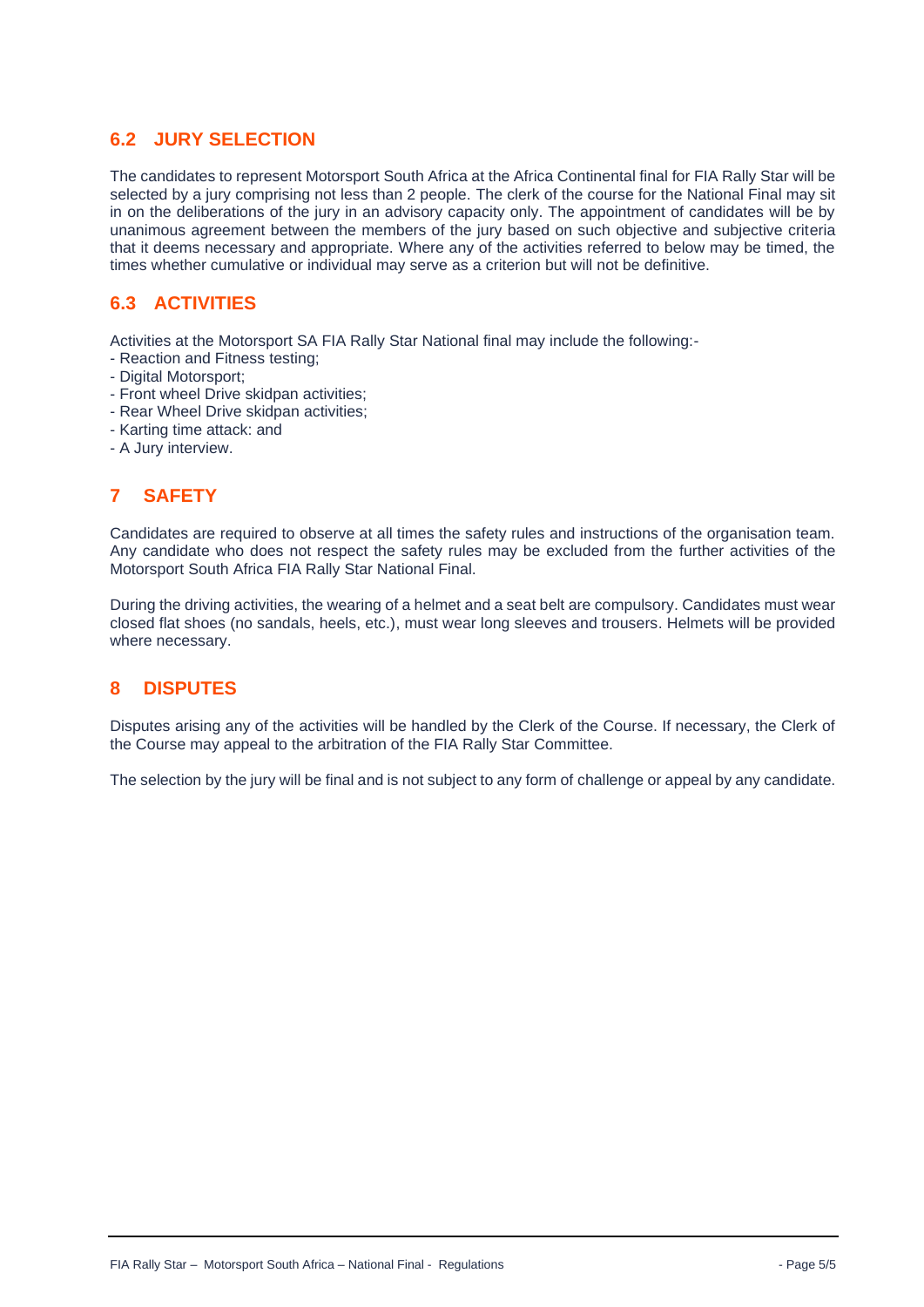## 6.2 JURY SELECTION

The candidates to represent Motorsport South Africa at the Africa Continental final for FIA Rally Star will be selected by a jury comprising not less than 2 people. The clerk of the course for the National Final may sit in on the deliberations of the jury in an advisory capacity only. The appointment of candidates will be by unanimous agreement between the members of the jury based on such objective and subjective criteria that it deems necessary and appropriate. Where any of the activities referred to below may be timed, the times whether cumulative or individual may serve as a criterion but will not be definitive.

## 6.3 ACTIVITIES

Activities at the Motorsport SA FIA Rally Star National final may include the following:-

- Reaction and Fitness testing;
- Digital Motorsport;
- Front wheel Drive skidpan activities;
- Rear Wheel Drive skidpan activities;
- Karting time attack: and
- A Jury interview.

# 7 SAFETY

Candidates are required to observe at all times the safety rules and instructions of the organisation team. Any candidate who does not respect the safety rules may be excluded from the further activities of the Motorsport South Africa FIA Rally Star National Final.

During the driving activities, the wearing of a helmet and a seat belt are compulsory. Candidates must wear closed flat shoes (no sandals, heels, etc.), must wear long sleeves and trousers. Helmets will be provided where necessary.

# 8 DISPUTES

Disputes arising any of the activities will be handled by the Clerk of the Course. If necessary, the Clerk of the Course may appeal to the arbitration of the FIA Rally Star Committee.

The selection by the jury will be final and is not subject to any form of challenge or appeal by any candidate.